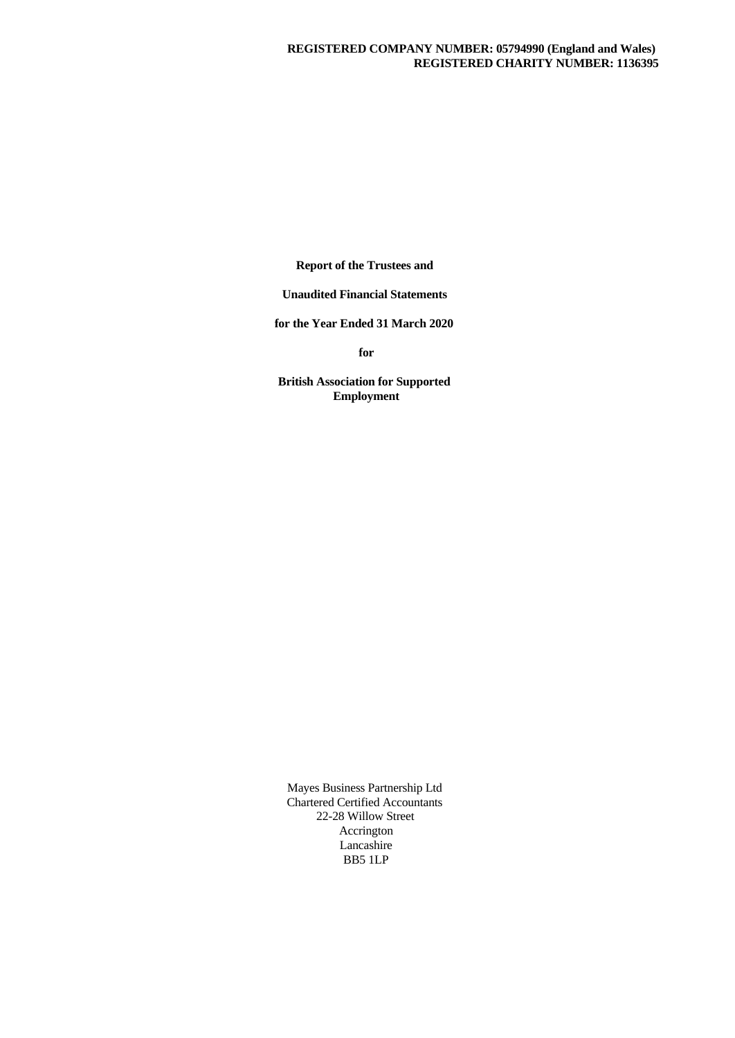**REGISTERED COMPANY NUMBER: 05794990 (England and Wales)**
**REGISTERED CHARITY NUMBER: 1136395**

**Report of the Trustees and**

**Unaudited Financial Statements**

**for the Year Ended 31 March 2020**

**for**

**British Association for Supported Employment**

Mayes Business Partnership Ltd
Chartered Certified Accountants
22-28 Willow Street
Accrington
Lancashire
BB5 1LP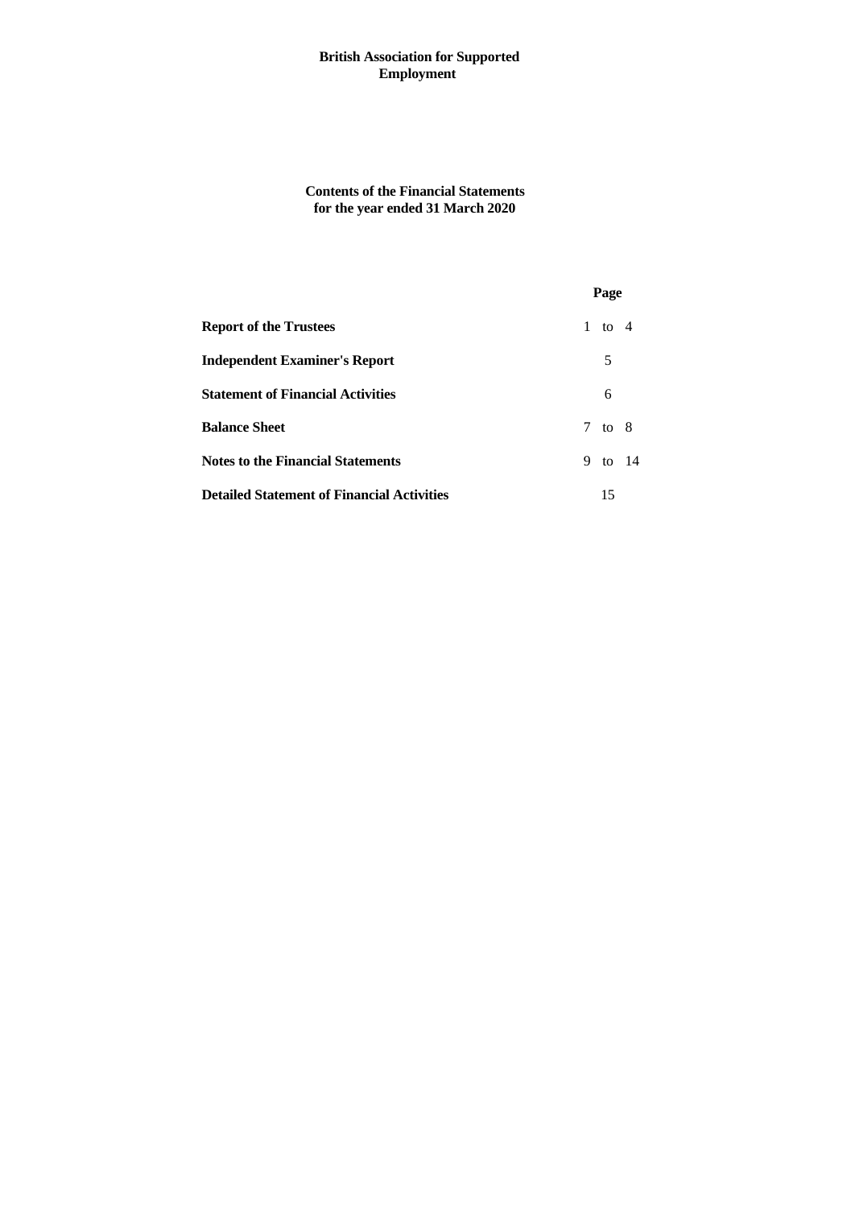**British Association for Supported Employment**

**Contents of the Financial Statements**
**for the year ended 31 March 2020**

| | Page |
|---|---|
| **Report of the Trustees** | 1 to 4 |
| **Independent Examiner's Report** | 5 |
| **Statement of Financial Activities** | 6 |
| **Balance Sheet** | 7 to 8 |
| **Notes to the Financial Statements** | 9 to 14 |
| **Detailed Statement of Financial Activities** | 15 |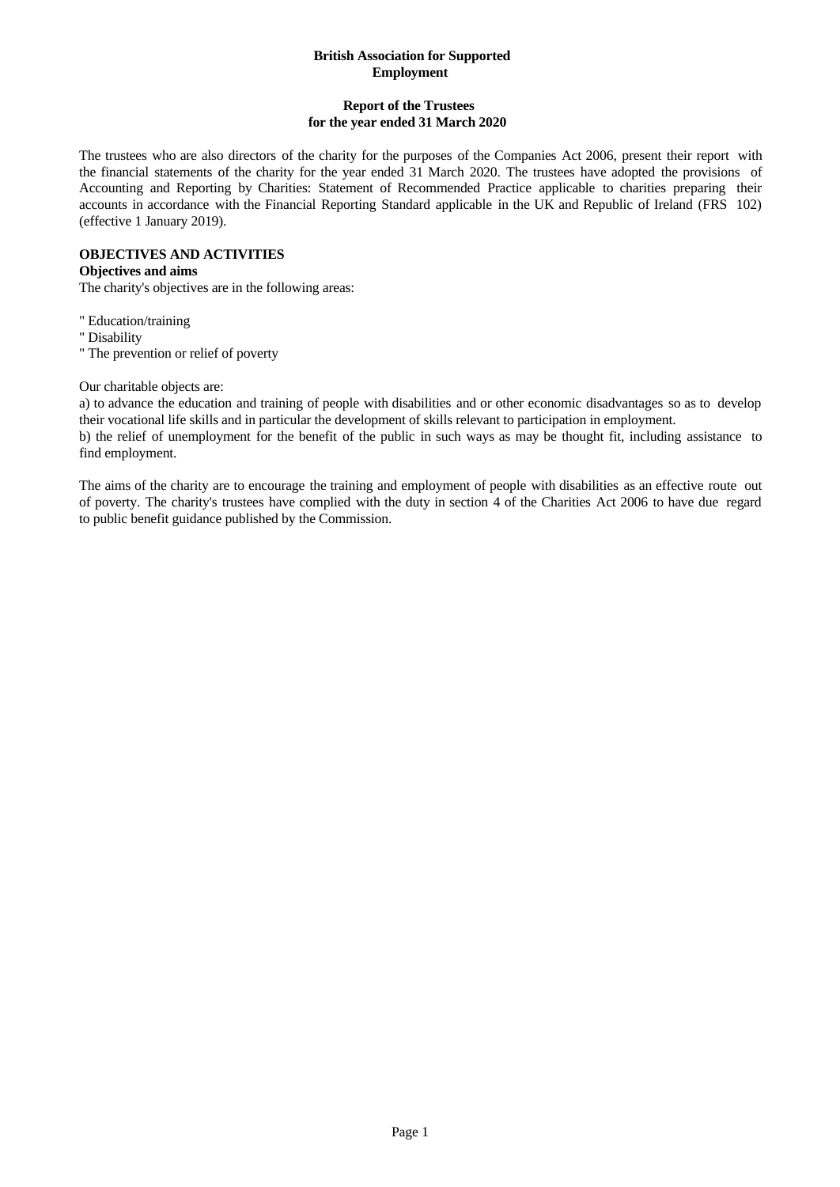**British Association for Supported Employment**

**Report of the Trustees for the year ended 31 March 2020**

The trustees who are also directors of the charity for the purposes of the Companies Act 2006, present their report with the financial statements of the charity for the year ended 31 March 2020. The trustees have adopted the provisions of Accounting and Reporting by Charities: Statement of Recommended Practice applicable to charities preparing their accounts in accordance with the Financial Reporting Standard applicable in the UK and Republic of Ireland (FRS 102) (effective 1 January 2019).

## OBJECTIVES AND ACTIVITIES

### Objectives and aims

The charity's objectives are in the following areas:

" Education/training
" Disability
" The prevention or relief of poverty

Our charitable objects are:

a) to advance the education and training of people with disabilities and or other economic disadvantages so as to develop their vocational life skills and in particular the development of skills relevant to participation in employment.
b) the relief of unemployment for the benefit of the public in such ways as may be thought fit, including assistance to find employment.

The aims of the charity are to encourage the training and employment of people with disabilities as an effective route out of poverty. The charity's trustees have complied with the duty in section 4 of the Charities Act 2006 to have due regard to public benefit guidance published by the Commission.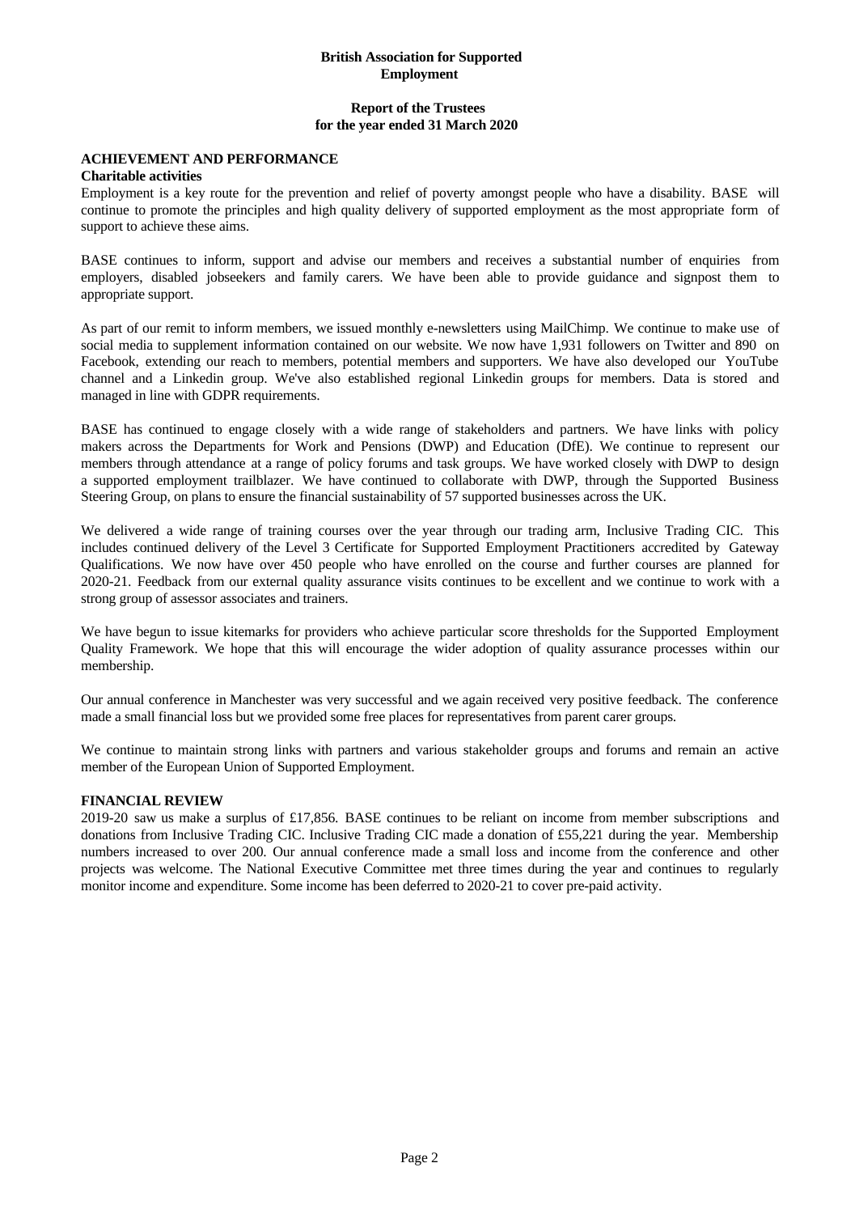**British Association for Supported Employment**

**Report of the Trustees for the year ended 31 March 2020**

## ACHIEVEMENT AND PERFORMANCE

### Charitable activities

Employment is a key route for the prevention and relief of poverty amongst people who have a disability. BASE will continue to promote the principles and high quality delivery of supported employment as the most appropriate form of support to achieve these aims.

BASE continues to inform, support and advise our members and receives a substantial number of enquiries from employers, disabled jobseekers and family carers. We have been able to provide guidance and signpost them to appropriate support.

As part of our remit to inform members, we issued monthly e-newsletters using MailChimp. We continue to make use of social media to supplement information contained on our website. We now have 1,931 followers on Twitter and 890 on Facebook, extending our reach to members, potential members and supporters. We have also developed our YouTube channel and a Linkedin group. We've also established regional Linkedin groups for members. Data is stored and managed in line with GDPR requirements.

BASE has continued to engage closely with a wide range of stakeholders and partners. We have links with policy makers across the Departments for Work and Pensions (DWP) and Education (DfE). We continue to represent our members through attendance at a range of policy forums and task groups. We have worked closely with DWP to design a supported employment trailblazer. We have continued to collaborate with DWP, through the Supported Business Steering Group, on plans to ensure the financial sustainability of 57 supported businesses across the UK.

We delivered a wide range of training courses over the year through our trading arm, Inclusive Trading CIC. This includes continued delivery of the Level 3 Certificate for Supported Employment Practitioners accredited by Gateway Qualifications. We now have over 450 people who have enrolled on the course and further courses are planned for 2020-21. Feedback from our external quality assurance visits continues to be excellent and we continue to work with a strong group of assessor associates and trainers.

We have begun to issue kitemarks for providers who achieve particular score thresholds for the Supported Employment Quality Framework. We hope that this will encourage the wider adoption of quality assurance processes within our membership.

Our annual conference in Manchester was very successful and we again received very positive feedback. The conference made a small financial loss but we provided some free places for representatives from parent carer groups.

We continue to maintain strong links with partners and various stakeholder groups and forums and remain an active member of the European Union of Supported Employment.

## FINANCIAL REVIEW

2019-20 saw us make a surplus of £17,856. BASE continues to be reliant on income from member subscriptions and donations from Inclusive Trading CIC. Inclusive Trading CIC made a donation of £55,221 during the year. Membership numbers increased to over 200. Our annual conference made a small loss and income from the conference and other projects was welcome. The National Executive Committee met three times during the year and continues to regularly monitor income and expenditure. Some income has been deferred to 2020-21 to cover pre-paid activity.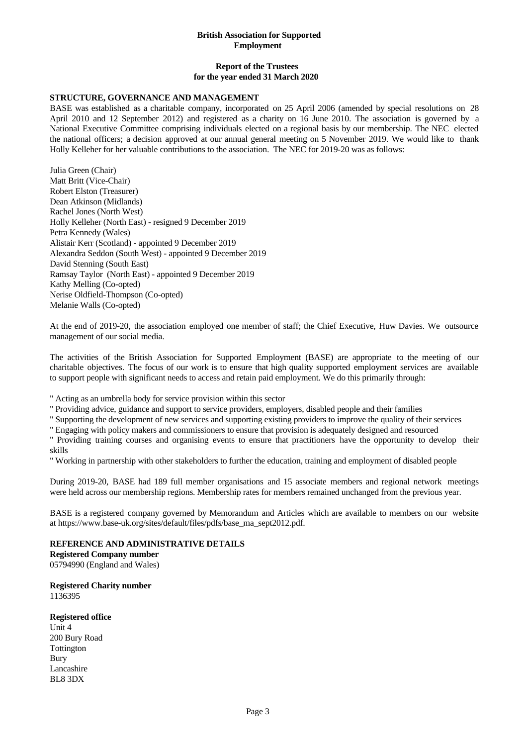**British Association for Supported Employment**

**Report of the Trustees for the year ended 31 March 2020**

## STRUCTURE, GOVERNANCE AND MANAGEMENT

BASE was established as a charitable company, incorporated on 25 April 2006 (amended by special resolutions on 28 April 2010 and 12 September 2012) and registered as a charity on 16 June 2010. The association is governed by a National Executive Committee comprising individuals elected on a regional basis by our membership. The NEC elected the national officers; a decision approved at our annual general meeting on 5 November 2019. We would like to thank Holly Kelleher for her valuable contributions to the association. The NEC for 2019-20 was as follows:

Julia Green (Chair)
Matt Britt (Vice-Chair)
Robert Elston (Treasurer)
Dean Atkinson (Midlands)
Rachel Jones (North West)
Holly Kelleher (North East) - resigned 9 December 2019
Petra Kennedy (Wales)
Alistair Kerr (Scotland) - appointed 9 December 2019
Alexandra Seddon (South West) - appointed 9 December 2019
David Stenning (South East)
Ramsay Taylor (North East) - appointed 9 December 2019
Kathy Melling (Co-opted)
Nerise Oldfield-Thompson (Co-opted)
Melanie Walls (Co-opted)

At the end of 2019-20, the association employed one member of staff; the Chief Executive, Huw Davies. We outsource management of our social media.

The activities of the British Association for Supported Employment (BASE) are appropriate to the meeting of our charitable objectives. The focus of our work is to ensure that high quality supported employment services are available to support people with significant needs to access and retain paid employment. We do this primarily through:

" Acting as an umbrella body for service provision within this sector
" Providing advice, guidance and support to service providers, employers, disabled people and their families
" Supporting the development of new services and supporting existing providers to improve the quality of their services
" Engaging with policy makers and commissioners to ensure that provision is adequately designed and resourced
" Providing training courses and organising events to ensure that practitioners have the opportunity to develop their skills
" Working in partnership with other stakeholders to further the education, training and employment of disabled people

During 2019-20, BASE had 189 full member organisations and 15 associate members and regional network meetings were held across our membership regions. Membership rates for members remained unchanged from the previous year.

BASE is a registered company governed by Memorandum and Articles which are available to members on our website at https://www.base-uk.org/sites/default/files/pdfs/base_ma_sept2012.pdf.

## REFERENCE AND ADMINISTRATIVE DETAILS

**Registered Company number**
05794990 (England and Wales)

**Registered Charity number**
1136395

**Registered office**
Unit 4
200 Bury Road
Tottington
Bury
Lancashire
BL8 3DX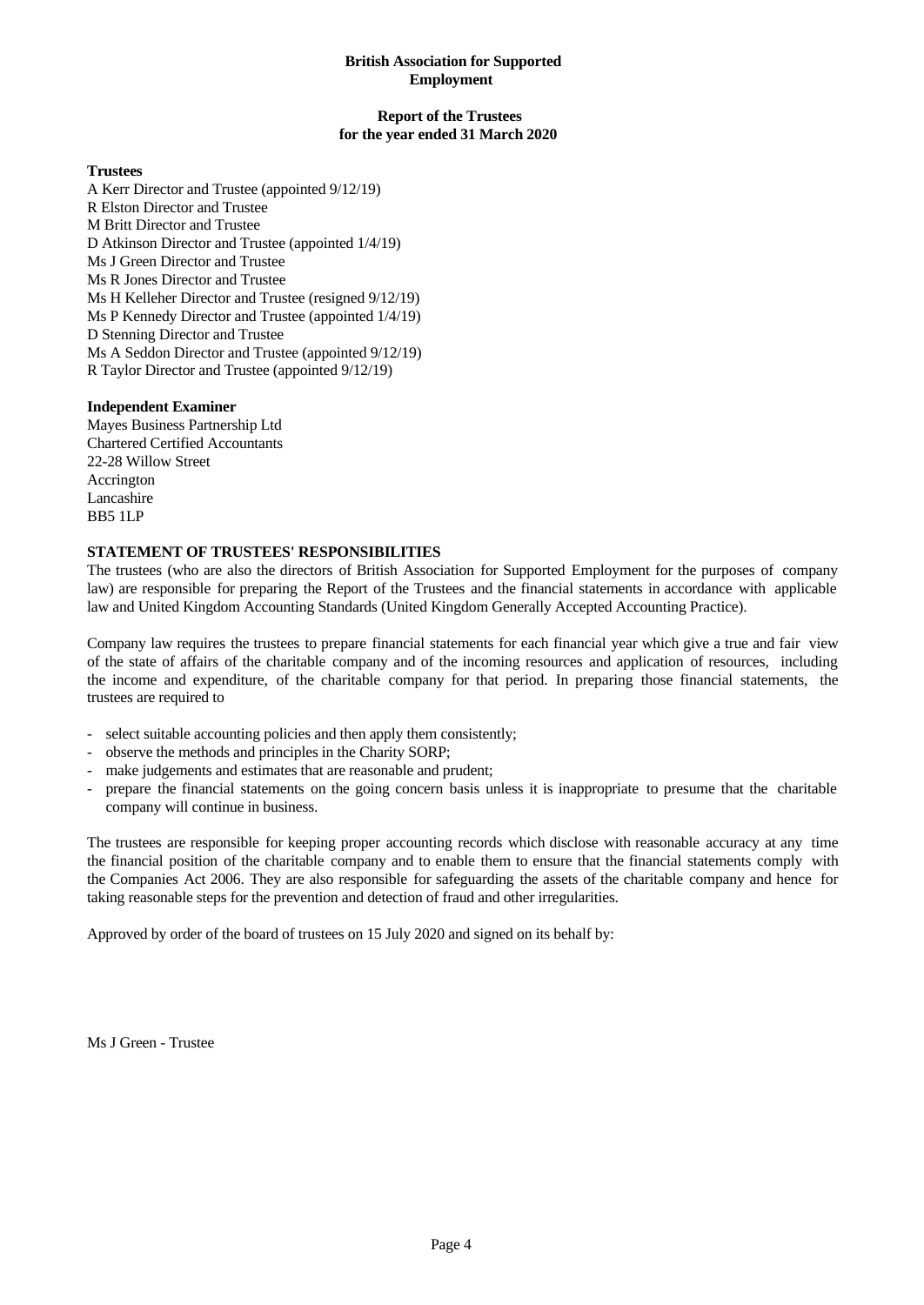**British Association for Supported Employment**

**Report of the Trustees**
**for the year ended 31 March 2020**

**Trustees**

A Kerr Director and Trustee (appointed 9/12/19)
R Elston Director and Trustee
M Britt Director and Trustee
D Atkinson Director and Trustee (appointed 1/4/19)
Ms J Green Director and Trustee
Ms R Jones Director and Trustee
Ms H Kelleher Director and Trustee (resigned 9/12/19)
Ms P Kennedy Director and Trustee (appointed 1/4/19)
D Stenning Director and Trustee
Ms A Seddon Director and Trustee (appointed 9/12/19)
R Taylor Director and Trustee (appointed 9/12/19)

**Independent Examiner**

Mayes Business Partnership Ltd
Chartered Certified Accountants
22-28 Willow Street
Accrington
Lancashire
BB5 1LP

**STATEMENT OF TRUSTEES' RESPONSIBILITIES**

The trustees (who are also the directors of British Association for Supported Employment for the purposes of company law) are responsible for preparing the Report of the Trustees and the financial statements in accordance with applicable law and United Kingdom Accounting Standards (United Kingdom Generally Accepted Accounting Practice).

Company law requires the trustees to prepare financial statements for each financial year which give a true and fair view of the state of affairs of the charitable company and of the incoming resources and application of resources, including the income and expenditure, of the charitable company for that period. In preparing those financial statements, the trustees are required to

- select suitable accounting policies and then apply them consistently;
- observe the methods and principles in the Charity SORP;
- make judgements and estimates that are reasonable and prudent;
- prepare the financial statements on the going concern basis unless it is inappropriate to presume that the charitable company will continue in business.

The trustees are responsible for keeping proper accounting records which disclose with reasonable accuracy at any time the financial position of the charitable company and to enable them to ensure that the financial statements comply with the Companies Act 2006. They are also responsible for safeguarding the assets of the charitable company and hence for taking reasonable steps for the prevention and detection of fraud and other irregularities.

Approved by order of the board of trustees on 15 July 2020 and signed on its behalf by:

Ms J Green - Trustee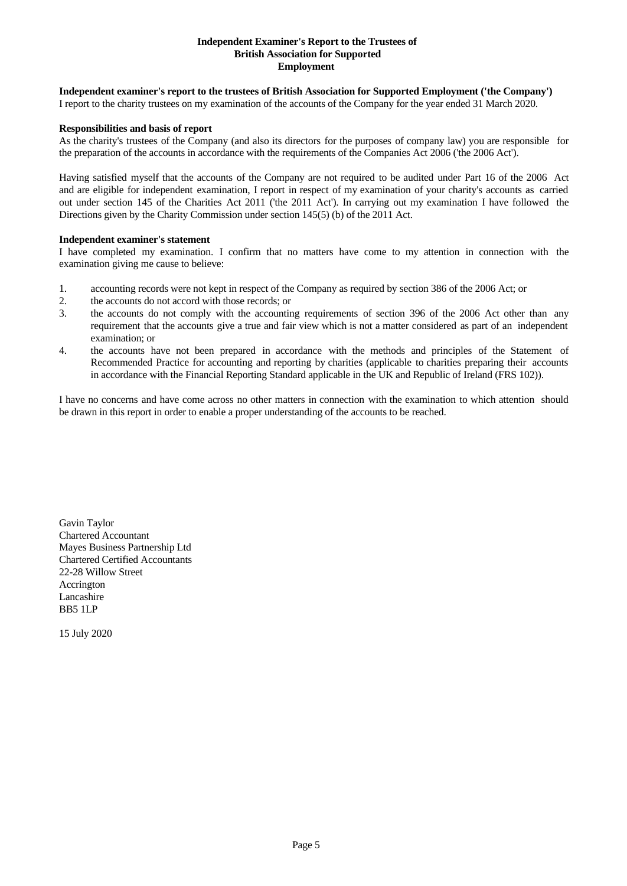# Independent Examiner's Report to the Trustees of British Association for Supported Employment

**Independent examiner's report to the trustees of British Association for Supported Employment ('the Company')**
I report to the charity trustees on my examination of the accounts of the Company for the year ended 31 March 2020.

**Responsibilities and basis of report**

As the charity's trustees of the Company (and also its directors for the purposes of company law) you are responsible for the preparation of the accounts in accordance with the requirements of the Companies Act 2006 ('the 2006 Act').

Having satisfied myself that the accounts of the Company are not required to be audited under Part 16 of the 2006 Act and are eligible for independent examination, I report in respect of my examination of your charity's accounts as carried out under section 145 of the Charities Act 2011 ('the 2011 Act'). In carrying out my examination I have followed the Directions given by the Charity Commission under section 145(5) (b) of the 2011 Act.

**Independent examiner's statement**

I have completed my examination. I confirm that no matters have come to my attention in connection with the examination giving me cause to believe:

1. accounting records were not kept in respect of the Company as required by section 386 of the 2006 Act; or
2. the accounts do not accord with those records; or
3. the accounts do not comply with the accounting requirements of section 396 of the 2006 Act other than any requirement that the accounts give a true and fair view which is not a matter considered as part of an independent examination; or
4. the accounts have not been prepared in accordance with the methods and principles of the Statement of Recommended Practice for accounting and reporting by charities (applicable to charities preparing their accounts in accordance with the Financial Reporting Standard applicable in the UK and Republic of Ireland (FRS 102)).

I have no concerns and have come across no other matters in connection with the examination to which attention should be drawn in this report in order to enable a proper understanding of the accounts to be reached.

Gavin Taylor
Chartered Accountant
Mayes Business Partnership Ltd
Chartered Certified Accountants
22-28 Willow Street
Accrington
Lancashire
BB5 1LP

15 July 2020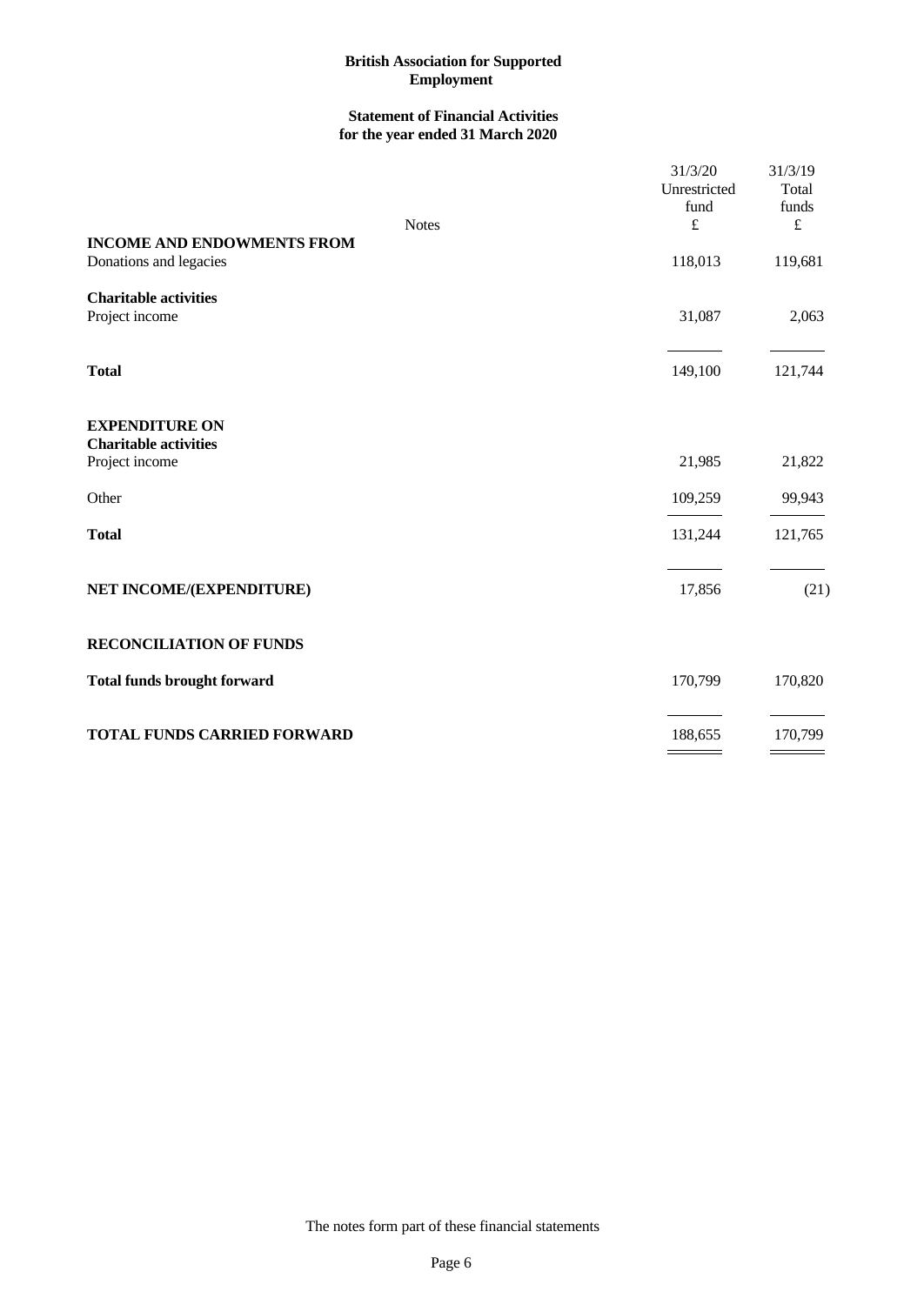**British Association for Supported Employment**

**Statement of Financial Activities**
**for the year ended 31 March 2020**

| | Notes | 31/3/20 Unrestricted fund £ | 31/3/19 Total funds £ |
|---|---|---|---|
| **INCOME AND ENDOWMENTS FROM** | | | |
| Donations and legacies | | 118,013 | 119,681 |
| **Charitable activities** | | | |
| Project income | | 31,087 | 2,063 |
| **Total** | | 149,100 | 121,744 |
| **EXPENDITURE ON** | | | |
| **Charitable activities** | | | |
| Project income | | 21,985 | 21,822 |
| Other | | 109,259 | 99,943 |
| **Total** | | 131,244 | 121,765 |
| **NET INCOME/(EXPENDITURE)** | | 17,856 | (21) |
| **RECONCILIATION OF FUNDS** | | | |
| **Total funds brought forward** | | 170,799 | 170,820 |
| **TOTAL FUNDS CARRIED FORWARD** | | 188,655 | 170,799 |

The notes form part of these financial statements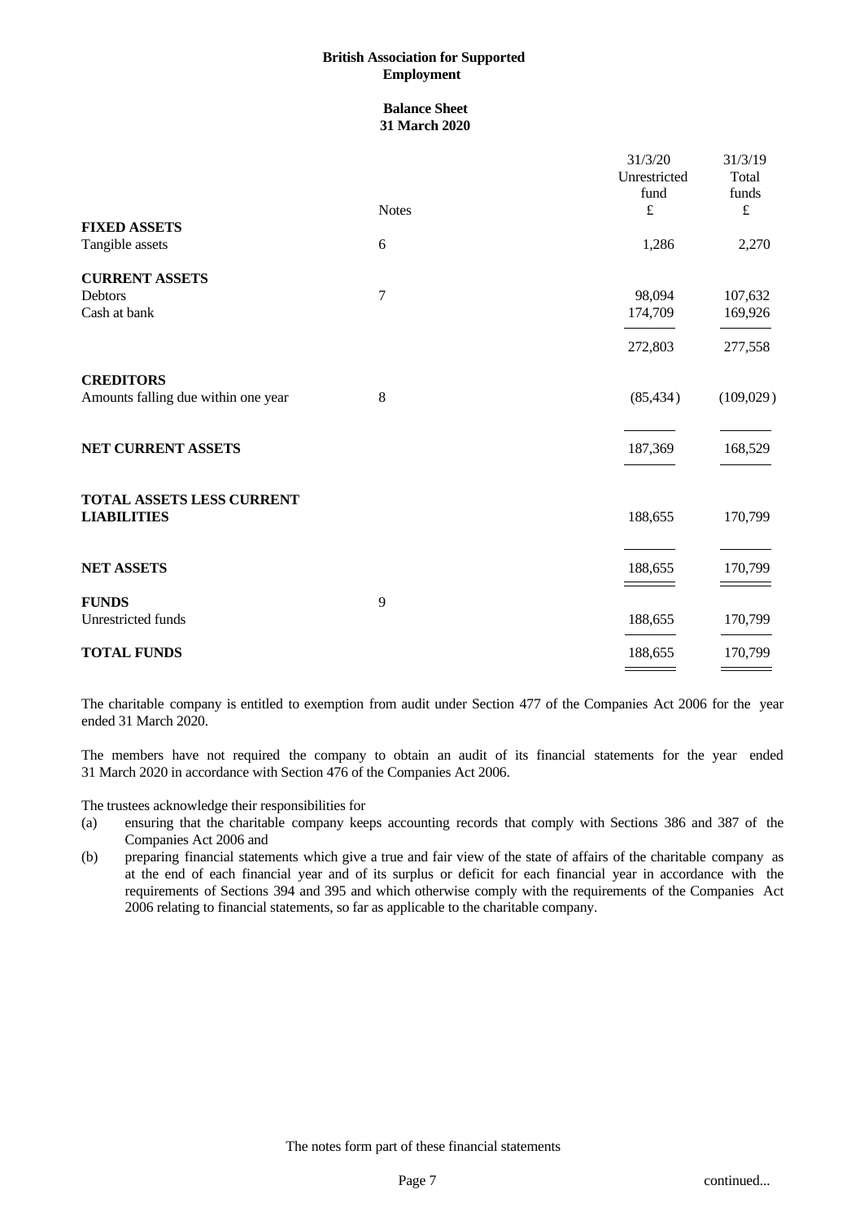# British Association for Supported Employment

## Balance Sheet
## 31 March 2020

| | Notes | 31/3/20 Unrestricted fund £ | 31/3/19 Total funds £ |
|---|---|---|---|
| **FIXED ASSETS** | | | |
| Tangible assets | 6 | 1,286 | 2,270 |
| **CURRENT ASSETS** | | | |
| Debtors | 7 | 98,094 | 107,632 |
| Cash at bank | | 174,709 | 169,926 |
| | | 272,803 | 277,558 |
| **CREDITORS** | | | |
| Amounts falling due within one year | 8 | (85,434) | (109,029) |
| **NET CURRENT ASSETS** | | 187,369 | 168,529 |
| **TOTAL ASSETS LESS CURRENT LIABILITIES** | | 188,655 | 170,799 |
| **NET ASSETS** | | 188,655 | 170,799 |
| **FUNDS** | 9 | | |
| Unrestricted funds | | 188,655 | 170,799 |
| **TOTAL FUNDS** | | 188,655 | 170,799 |

The charitable company is entitled to exemption from audit under Section 477 of the Companies Act 2006 for the year ended 31 March 2020.

The members have not required the company to obtain an audit of its financial statements for the year ended 31 March 2020 in accordance with Section 476 of the Companies Act 2006.

The trustees acknowledge their responsibilities for

(a) ensuring that the charitable company keeps accounting records that comply with Sections 386 and 387 of the Companies Act 2006 and

(b) preparing financial statements which give a true and fair view of the state of affairs of the charitable company as at the end of each financial year and of its surplus or deficit for each financial year in accordance with the requirements of Sections 394 and 395 and which otherwise comply with the requirements of the Companies Act 2006 relating to financial statements, so far as applicable to the charitable company.

The notes form part of these financial statements

continued...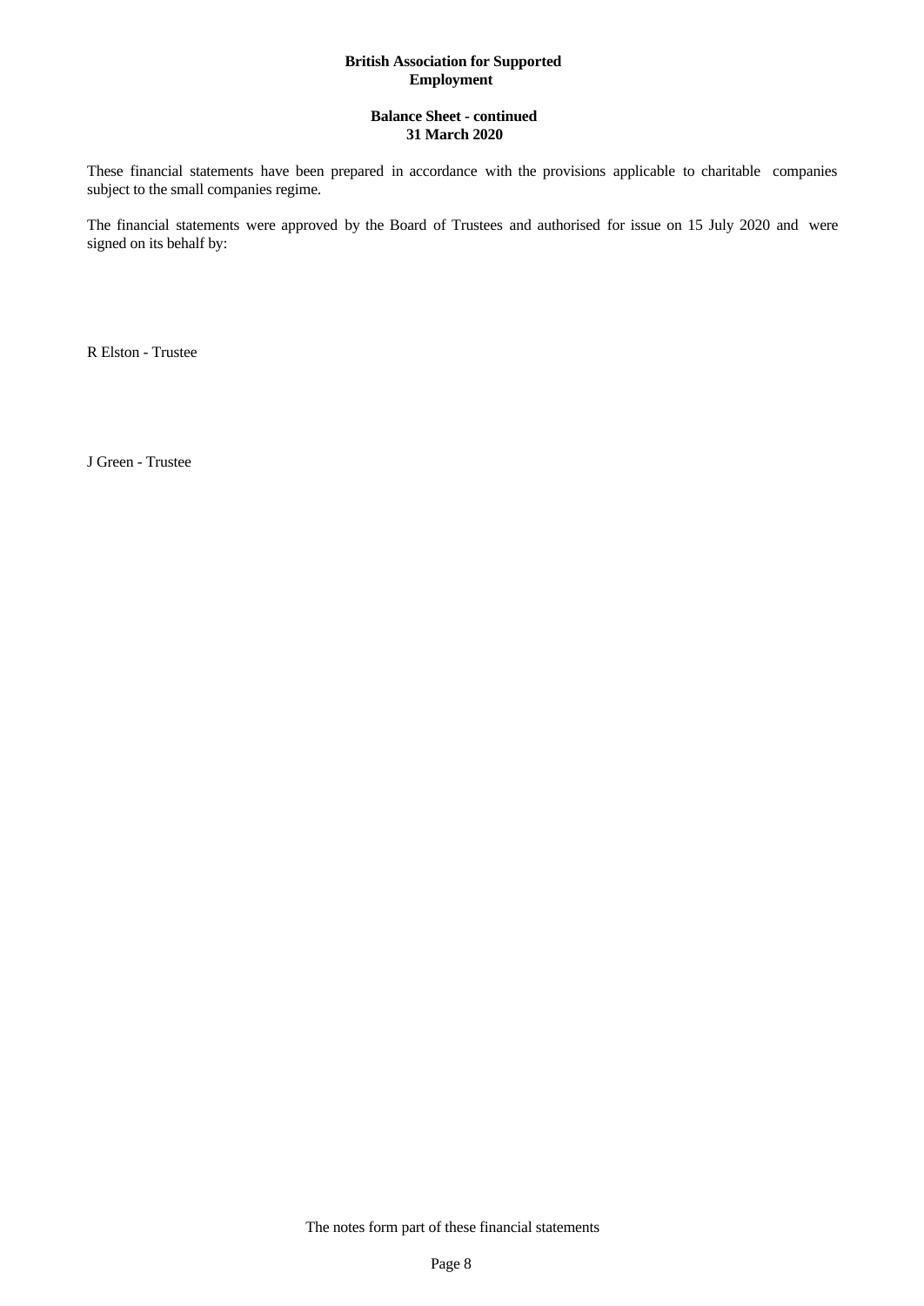**British Association for Supported Employment**

**Balance Sheet - continued**
**31 March 2020**

These financial statements have been prepared in accordance with the provisions applicable to charitable companies subject to the small companies regime.

The financial statements were approved by the Board of Trustees and authorised for issue on 15 July 2020 and were signed on its behalf by:

R Elston - Trustee

J Green - Trustee

The notes form part of these financial statements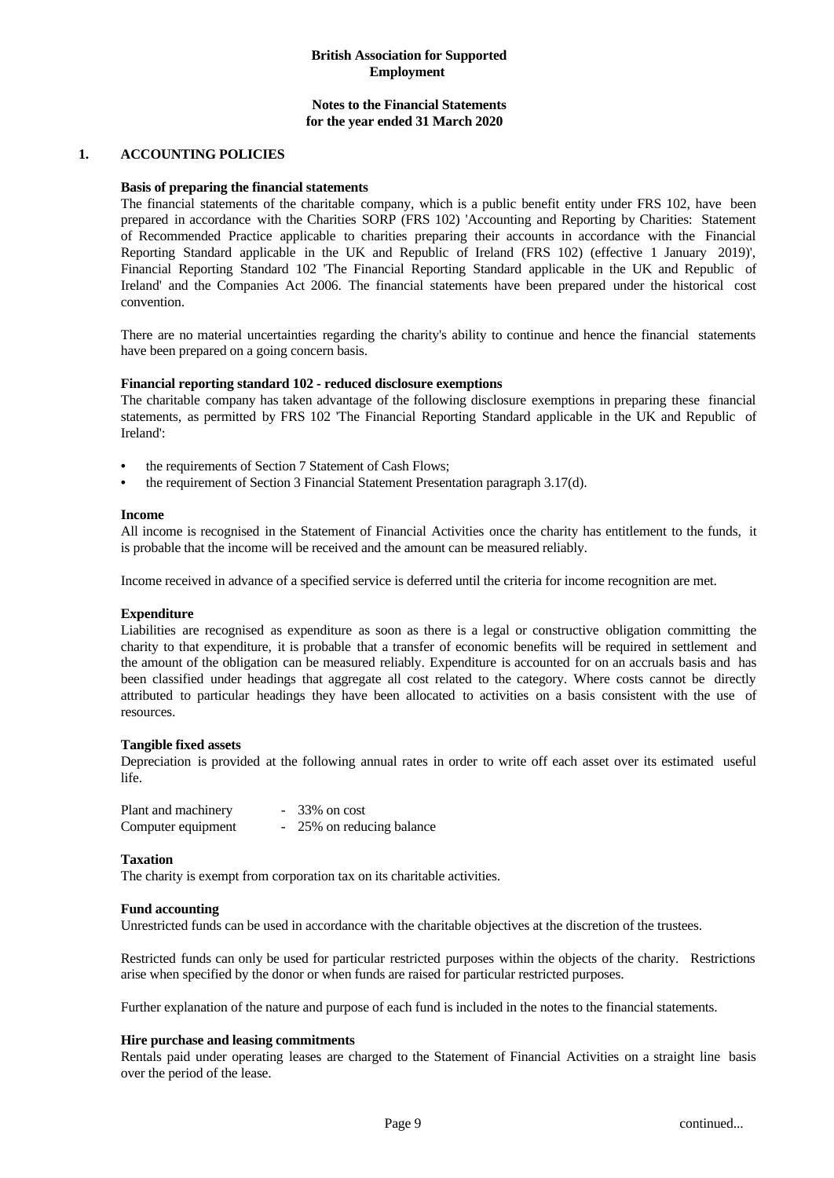# British Association for Supported Employment

## Notes to the Financial Statements for the year ended 31 March 2020

### 1. ACCOUNTING POLICIES

**Basis of preparing the financial statements**

The financial statements of the charitable company, which is a public benefit entity under FRS 102, have been prepared in accordance with the Charities SORP (FRS 102) 'Accounting and Reporting by Charities: Statement of Recommended Practice applicable to charities preparing their accounts in accordance with the Financial Reporting Standard applicable in the UK and Republic of Ireland (FRS 102) (effective 1 January 2019)', Financial Reporting Standard 102 'The Financial Reporting Standard applicable in the UK and Republic of Ireland' and the Companies Act 2006. The financial statements have been prepared under the historical cost convention.

There are no material uncertainties regarding the charity's ability to continue and hence the financial statements have been prepared on a going concern basis.

**Financial reporting standard 102 - reduced disclosure exemptions**

The charitable company has taken advantage of the following disclosure exemptions in preparing these financial statements, as permitted by FRS 102 'The Financial Reporting Standard applicable in the UK and Republic of Ireland':

- the requirements of Section 7 Statement of Cash Flows;
- the requirement of Section 3 Financial Statement Presentation paragraph 3.17(d).

**Income**

All income is recognised in the Statement of Financial Activities once the charity has entitlement to the funds, it is probable that the income will be received and the amount can be measured reliably.

Income received in advance of a specified service is deferred until the criteria for income recognition are met.

**Expenditure**

Liabilities are recognised as expenditure as soon as there is a legal or constructive obligation committing the charity to that expenditure, it is probable that a transfer of economic benefits will be required in settlement and the amount of the obligation can be measured reliably. Expenditure is accounted for on an accruals basis and has been classified under headings that aggregate all cost related to the category. Where costs cannot be directly attributed to particular headings they have been allocated to activities on a basis consistent with the use of resources.

**Tangible fixed assets**

Depreciation is provided at the following annual rates in order to write off each asset over its estimated useful life.

| | |
|---|---|
| Plant and machinery | - 33% on cost |
| Computer equipment | - 25% on reducing balance |

**Taxation**

The charity is exempt from corporation tax on its charitable activities.

**Fund accounting**

Unrestricted funds can be used in accordance with the charitable objectives at the discretion of the trustees.

Restricted funds can only be used for particular restricted purposes within the objects of the charity. Restrictions arise when specified by the donor or when funds are raised for particular restricted purposes.

Further explanation of the nature and purpose of each fund is included in the notes to the financial statements.

**Hire purchase and leasing commitments**

Rentals paid under operating leases are charged to the Statement of Financial Activities on a straight line basis over the period of the lease.

continued...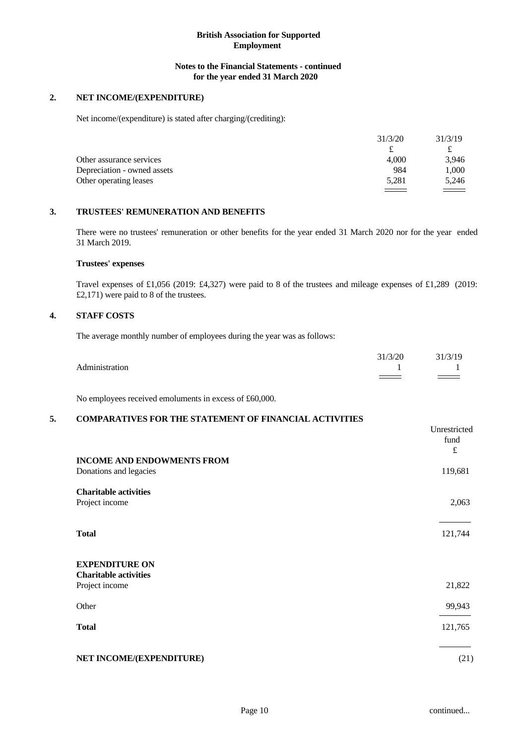**British Association for Supported Employment**

**Notes to the Financial Statements - continued for the year ended 31 March 2020**

## 2. NET INCOME/(EXPENDITURE)

Net income/(expenditure) is stated after charging/(crediting):

| | 31/3/20 | 31/3/19 |
|---|---|---|
| | £ | £ |
| Other assurance services | 4,000 | 3,946 |
| Depreciation - owned assets | 984 | 1,000 |
| Other operating leases | 5,281 | 5,246 |

## 3. TRUSTEES' REMUNERATION AND BENEFITS

There were no trustees' remuneration or other benefits for the year ended 31 March 2020 nor for the year ended 31 March 2019.

**Trustees' expenses**

Travel expenses of £1,056 (2019: £4,327) were paid to 8 of the trustees and mileage expenses of £1,289 (2019: £2,171) were paid to 8 of the trustees.

## 4. STAFF COSTS

The average monthly number of employees during the year was as follows:

| | 31/3/20 | 31/3/19 |
|---|---|---|
| Administration | 1 | 1 |

No employees received emoluments in excess of £60,000.

## 5. COMPARATIVES FOR THE STATEMENT OF FINANCIAL ACTIVITIES

| | Unrestricted fund |
|---|---|
| | £ |
| **INCOME AND ENDOWMENTS FROM** | |
| Donations and legacies | 119,681 |
| **Charitable activities** | |
| Project income | 2,063 |
| **Total** | 121,744 |
| **EXPENDITURE ON** | |
| **Charitable activities** | |
| Project income | 21,822 |
| Other | 99,943 |
| **Total** | 121,765 |
| **NET INCOME/(EXPENDITURE)** | (21) |

continued...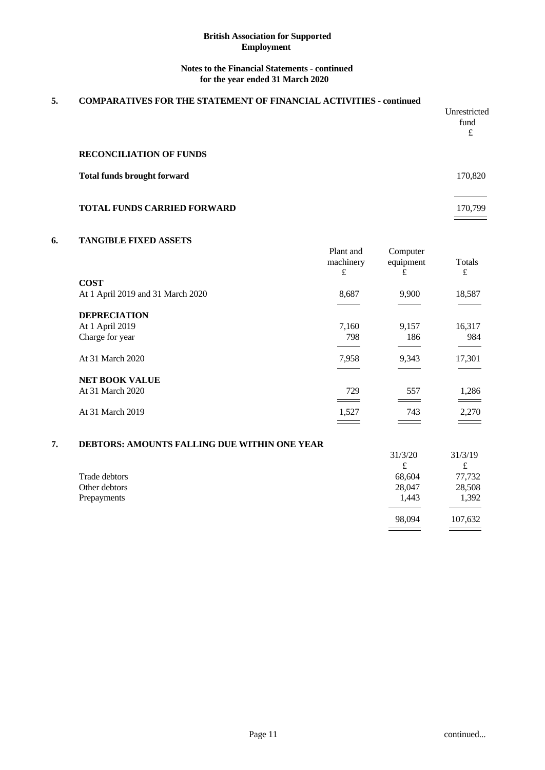**British Association for Supported Employment**

**Notes to the Financial Statements - continued**
**for the year ended 31 March 2020**

## 5. COMPARATIVES FOR THE STATEMENT OF FINANCIAL ACTIVITIES - continued

| | Unrestricted fund £ |
|---|---|
| **RECONCILIATION OF FUNDS** | |
| **Total funds brought forward** | 170,820 |
| **TOTAL FUNDS CARRIED FORWARD** | 170,799 |

## 6. TANGIBLE FIXED ASSETS

| | Plant and machinery £ | Computer equipment £ | Totals £ |
|---|---|---|---|
| **COST** | | | |
| At 1 April 2019 and 31 March 2020 | 8,687 | 9,900 | 18,587 |
| **DEPRECIATION** | | | |
| At 1 April 2019 | 7,160 | 9,157 | 16,317 |
| Charge for year | 798 | 186 | 984 |
| At 31 March 2020 | 7,958 | 9,343 | 17,301 |
| **NET BOOK VALUE** | | | |
| At 31 March 2020 | 729 | 557 | 1,286 |
| At 31 March 2019 | 1,527 | 743 | 2,270 |

## 7. DEBTORS: AMOUNTS FALLING DUE WITHIN ONE YEAR

| | 31/3/20 £ | 31/3/19 £ |
|---|---|---|
| Trade debtors | 68,604 | 77,732 |
| Other debtors | 28,047 | 28,508 |
| Prepayments | 1,443 | 1,392 |
| | 98,094 | 107,632 |

continued...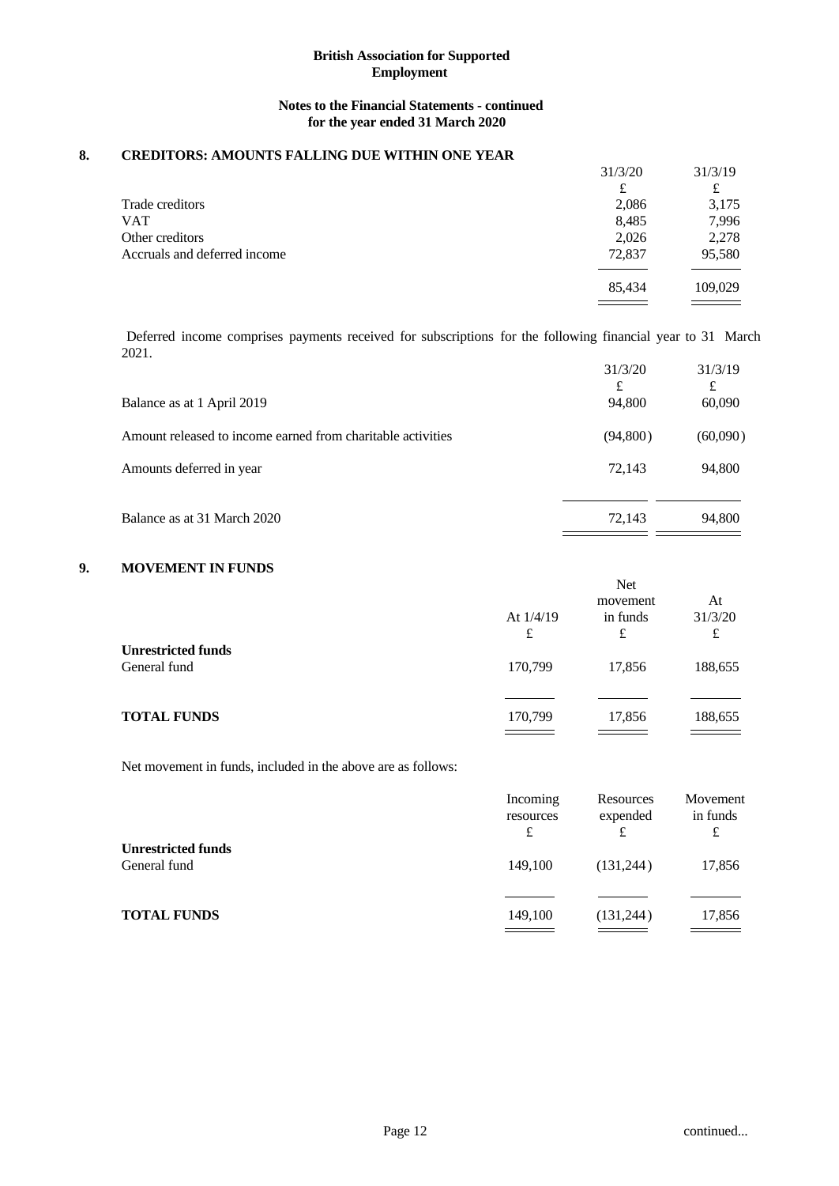## 8. CREDITORS: AMOUNTS FALLING DUE WITHIN ONE YEAR

| | 31/3/20 | 31/3/19 |
|---|---|---|
| | £ | £ |
| Trade creditors | 2,086 | 3,175 |
| VAT | 8,485 | 7,996 |
| Other creditors | 2,026 | 2,278 |
| Accruals and deferred income | 72,837 | 95,580 |
| | 85,434 | 109,029 |

Deferred income comprises payments received for subscriptions for the following financial year to 31 March 2021.

| | 31/3/20 | 31/3/19 |
|---|---|---|
| | £ | £ |
| Balance as at 1 April 2019 | 94,800 | 60,090 |
| Amount released to income earned from charitable activities | (94,800) | (60,090) |
| Amounts deferred in year | 72,143 | 94,800 |
| Balance as at 31 March 2020 | 72,143 | 94,800 |

## 9. MOVEMENT IN FUNDS

| | At 1/4/19 | Net movement in funds | At 31/3/20 |
|---|---|---|---|
| | £ | £ | £ |
| **Unrestricted funds** | | | |
| General fund | 170,799 | 17,856 | 188,655 |
| **TOTAL FUNDS** | 170,799 | 17,856 | 188,655 |

Net movement in funds, included in the above are as follows:

| | Incoming resources | Resources expended | Movement in funds |
|---|---|---|---|
| | £ | £ | £ |
| **Unrestricted funds** | | | |
| General fund | 149,100 | (131,244) | 17,856 |
| **TOTAL FUNDS** | 149,100 | (131,244) | 17,856 |

continued...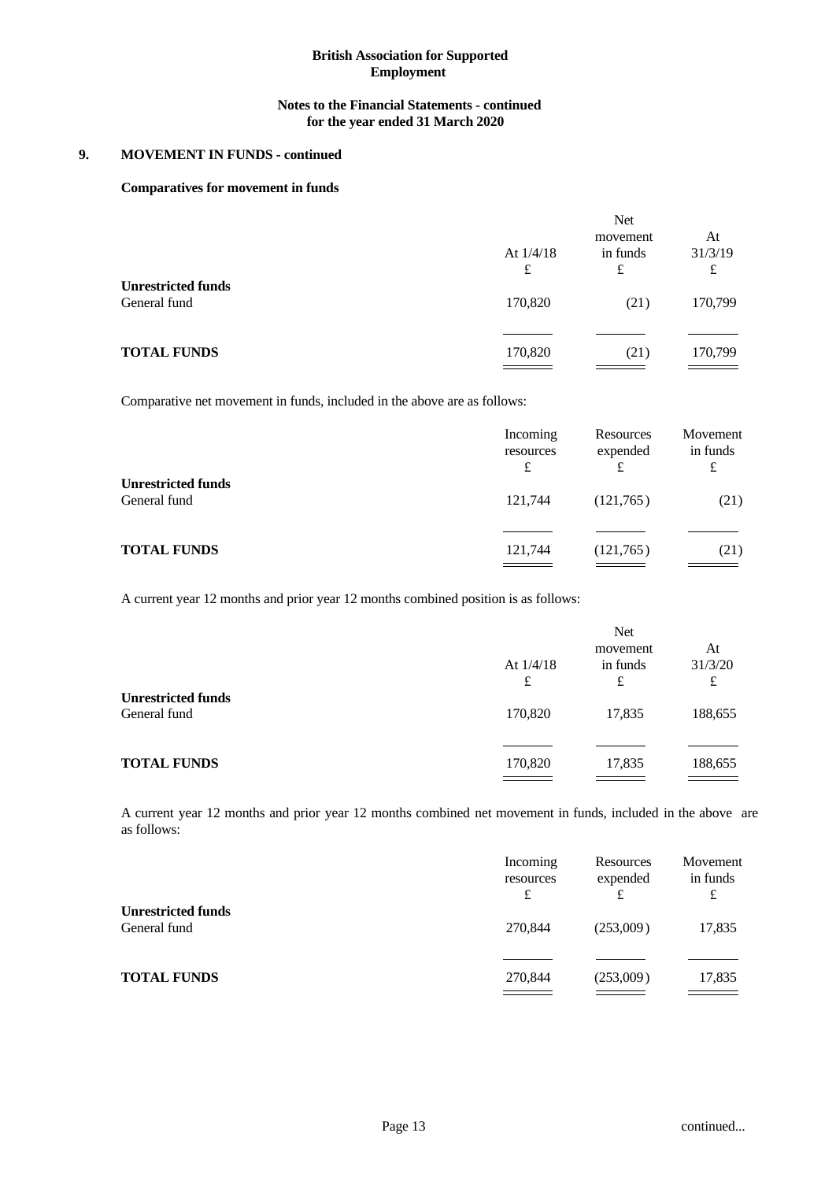**9. MOVEMENT IN FUNDS - continued**

**Comparatives for movement in funds**

| | At 1/4/18 £ | Net movement in funds £ | At 31/3/19 £ |
|---|---|---|---|
| **Unrestricted funds** | | | |
| General fund | 170,820 | (21) | 170,799 |
| **TOTAL FUNDS** | 170,820 | (21) | 170,799 |

Comparative net movement in funds, included in the above are as follows:

| | Incoming resources £ | Resources expended £ | Movement in funds £ |
|---|---|---|---|
| **Unrestricted funds** | | | |
| General fund | 121,744 | (121,765) | (21) |
| **TOTAL FUNDS** | 121,744 | (121,765) | (21) |

A current year 12 months and prior year 12 months combined position is as follows:

| | At 1/4/18 £ | Net movement in funds £ | At 31/3/20 £ |
|---|---|---|---|
| **Unrestricted funds** | | | |
| General fund | 170,820 | 17,835 | 188,655 |
| **TOTAL FUNDS** | 170,820 | 17,835 | 188,655 |

A current year 12 months and prior year 12 months combined net movement in funds, included in the above are as follows:

| | Incoming resources £ | Resources expended £ | Movement in funds £ |
|---|---|---|---|
| **Unrestricted funds** | | | |
| General fund | 270,844 | (253,009) | 17,835 |
| **TOTAL FUNDS** | 270,844 | (253,009) | 17,835 |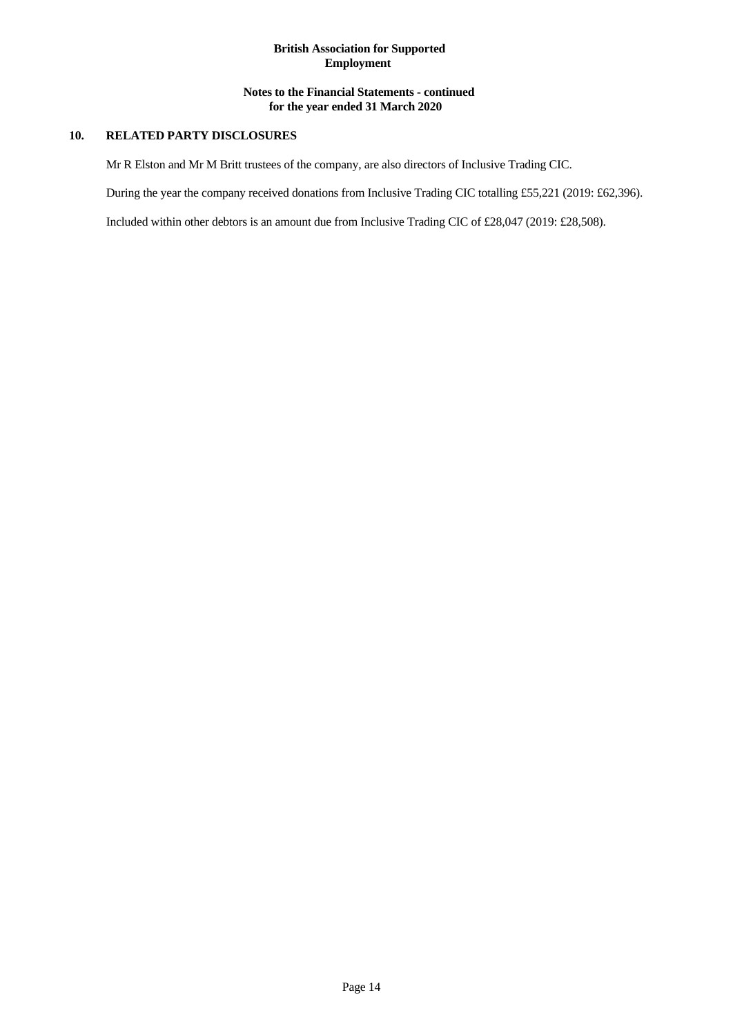## 10. RELATED PARTY DISCLOSURES

Mr R Elston and Mr M Britt trustees of the company, are also directors of Inclusive Trading CIC.

During the year the company received donations from Inclusive Trading CIC totalling £55,221 (2019: £62,396).

Included within other debtors is an amount due from Inclusive Trading CIC of £28,047 (2019: £28,508).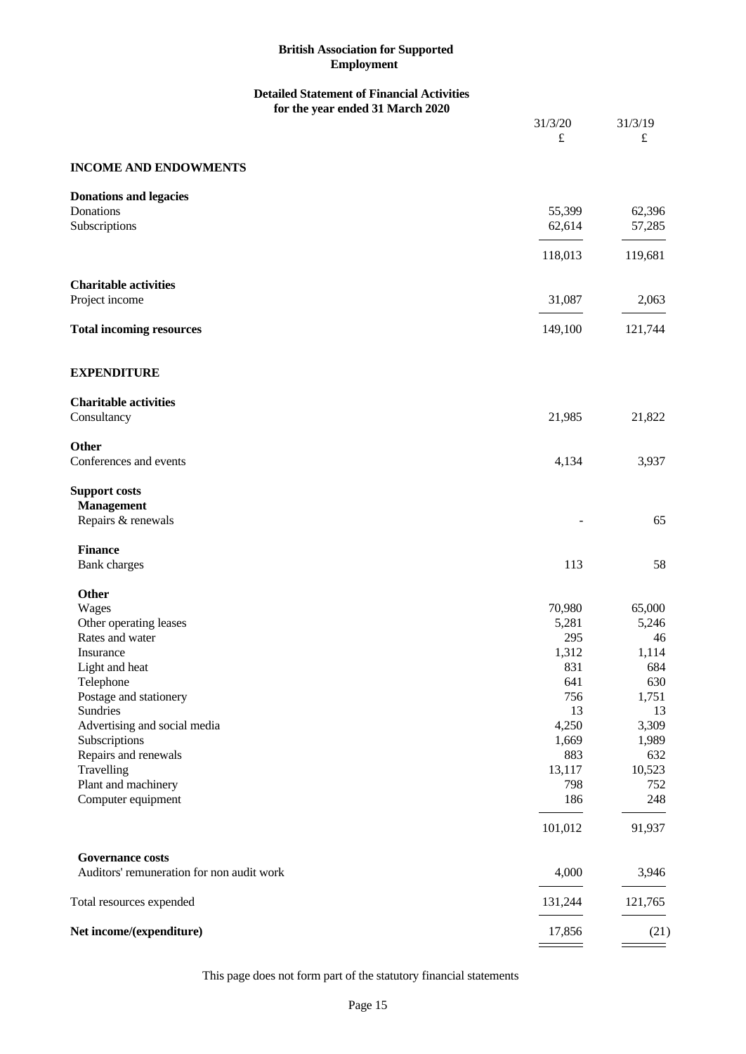**British Association for Supported Employment**

**Detailed Statement of Financial Activities for the year ended 31 March 2020**

| | 31/3/20 £ | 31/3/19 £ |
|---|---|---|
| **INCOME AND ENDOWMENTS** | | |
| **Donations and legacies** | | |
| Donations | 55,399 | 62,396 |
| Subscriptions | 62,614 | 57,285 |
| | 118,013 | 119,681 |
| **Charitable activities** | | |
| Project income | 31,087 | 2,063 |
| **Total incoming resources** | 149,100 | 121,744 |
| **EXPENDITURE** | | |
| **Charitable activities** | | |
| Consultancy | 21,985 | 21,822 |
| **Other** | | |
| Conferences and events | 4,134 | 3,937 |
| **Support costs** | | |
| **Management** | | |
| Repairs & renewals | - | 65 |
| **Finance** | | |
| Bank charges | 113 | 58 |
| **Other** | | |
| Wages | 70,980 | 65,000 |
| Other operating leases | 5,281 | 5,246 |
| Rates and water | 295 | 46 |
| Insurance | 1,312 | 1,114 |
| Light and heat | 831 | 684 |
| Telephone | 641 | 630 |
| Postage and stationery | 756 | 1,751 |
| Sundries | 13 | 13 |
| Advertising and social media | 4,250 | 3,309 |
| Subscriptions | 1,669 | 1,989 |
| Repairs and renewals | 883 | 632 |
| Travelling | 13,117 | 10,523 |
| Plant and machinery | 798 | 752 |
| Computer equipment | 186 | 248 |
| | 101,012 | 91,937 |
| **Governance costs** | | |
| Auditors' remuneration for non audit work | 4,000 | 3,946 |
| Total resources expended | 131,244 | 121,765 |
| **Net income/(expenditure)** | 17,856 | (21) |

This page does not form part of the statutory financial statements